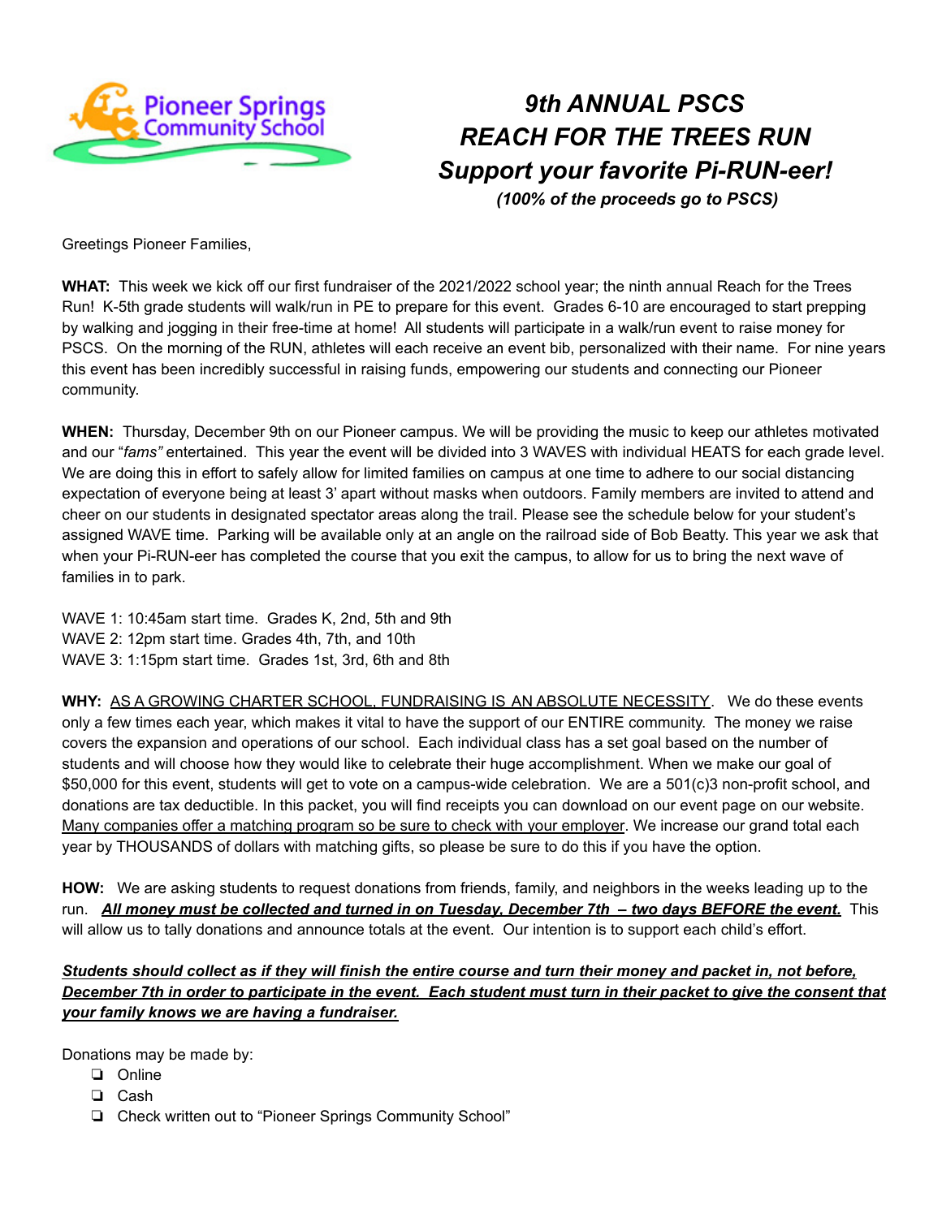# *9th ANNUAL PSCS*
# *REACH FOR THE TREES RUN*
## *Support your favorite Pi-RUN-eer!*

***(100% of the proceeds go to PSCS)***

Greetings Pioneer Families,

**WHAT:** This week we kick off our first fundraiser of the 2021/2022 school year; the ninth annual Reach for the Trees Run! K-5th grade students will walk/run in PE to prepare for this event. Grades 6-10 are encouraged to start prepping by walking and jogging in their free-time at home! All students will participate in a walk/run event to raise money for PSCS. On the morning of the RUN, athletes will each receive an event bib, personalized with their name. For nine years this event has been incredibly successful in raising funds, empowering our students and connecting our Pioneer community.

**WHEN:** Thursday, December 9th on our Pioneer campus. We will be providing the music to keep our athletes motivated and our "*fams"* entertained. This year the event will be divided into 3 WAVES with individual HEATS for each grade level. We are doing this in effort to safely allow for limited families on campus at one time to adhere to our social distancing expectation of everyone being at least 3' apart without masks when outdoors. Family members are invited to attend and cheer on our students in designated spectator areas along the trail. Please see the schedule below for your student's assigned WAVE time. Parking will be available only at an angle on the railroad side of Bob Beatty. This year we ask that when your Pi-RUN-eer has completed the course that you exit the campus, to allow for us to bring the next wave of families in to park.

WAVE 1: 10:45am start time. Grades K, 2nd, 5th and 9th
WAVE 2: 12pm start time. Grades 4th, 7th, and 10th
WAVE 3: 1:15pm start time. Grades 1st, 3rd, 6th and 8th

**WHY:** <u>AS A GROWING CHARTER SCHOOL, FUNDRAISING IS AN ABSOLUTE NECESSITY</u>. We do these events only a few times each year, which makes it vital to have the support of our ENTIRE community. The money we raise covers the expansion and operations of our school. Each individual class has a set goal based on the number of students and will choose how they would like to celebrate their huge accomplishment. When we make our goal of $50,000 for this event, students will get to vote on a campus-wide celebration. We are a 501(c)3 non-profit school, and donations are tax deductible. In this packet, you will find receipts you can download on our event page on our website. <u>Many companies offer a matching program so be sure to check with your employer</u>. We increase our grand total each year by THOUSANDS of dollars with matching gifts, so please be sure to do this if you have the option.

**HOW:** We are asking students to request donations from friends, family, and neighbors in the weeks leading up to the run. <u>***All money must be collected and turned in on Tuesday, December 7th – two days BEFORE the event.***</u> This will allow us to tally donations and announce totals at the event. Our intention is to support each child's effort.

<u>***Students should collect as if they will finish the entire course and turn their money and packet in, not before, December 7th in order to participate in the event. Each student must turn in their packet to give the consent that your family knows we are having a fundraiser.***</u>

Donations may be made by:

- ❏ Online
- ❏ Cash
- ❏ Check written out to "Pioneer Springs Community School"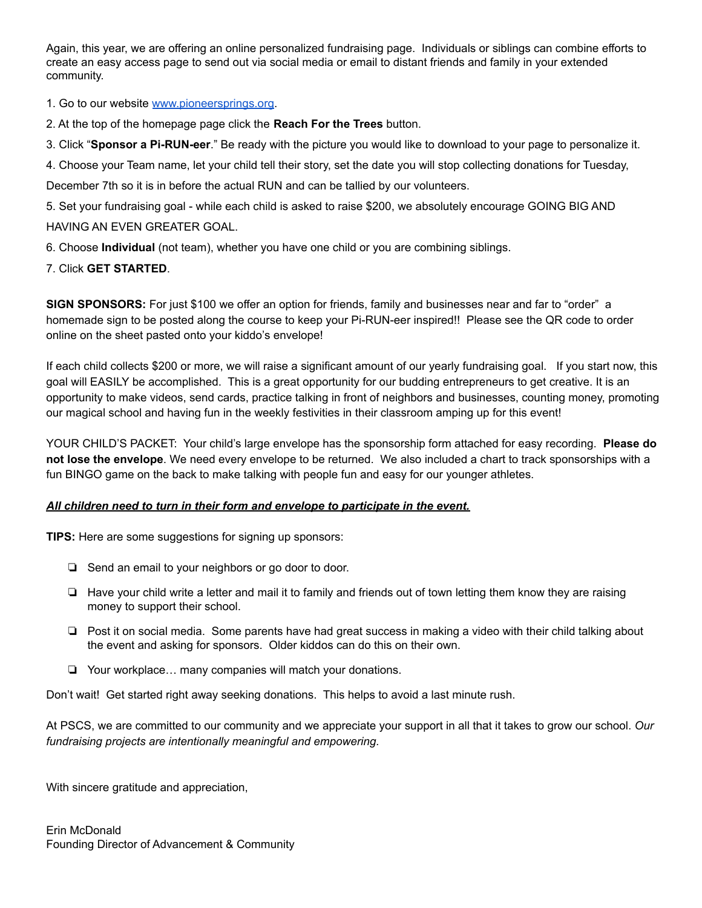Again, this year, we are offering an online personalized fundraising page. Individuals or siblings can combine efforts to create an easy access page to send out via social media or email to distant friends and family in your extended community.

1. Go to our website [www.pioneersprings.org](http://www.pioneersprings.org).
2. At the top of the homepage page click the **Reach For the Trees** button.
3. Click "**Sponsor a Pi-RUN-eer**." Be ready with the picture you would like to download to your page to personalize it.
4. Choose your Team name, let your child tell their story, set the date you will stop collecting donations for Tuesday, December 7th so it is in before the actual RUN and can be tallied by our volunteers.
5. Set your fundraising goal - while each child is asked to raise $200, we absolutely encourage GOING BIG AND HAVING AN EVEN GREATER GOAL.
6. Choose **Individual** (not team), whether you have one child or you are combining siblings.
7. Click **GET STARTED**.

**SIGN SPONSORS:** For just $100 we offer an option for friends, family and businesses near and far to "order" a homemade sign to be posted along the course to keep your Pi-RUN-eer inspired!! Please see the QR code to order online on the sheet pasted onto your kiddo's envelope!

If each child collects $200 or more, we will raise a significant amount of our yearly fundraising goal. If you start now, this goal will EASILY be accomplished. This is a great opportunity for our budding entrepreneurs to get creative. It is an opportunity to make videos, send cards, practice talking in front of neighbors and businesses, counting money, promoting our magical school and having fun in the weekly festivities in their classroom amping up for this event!

YOUR CHILD'S PACKET: Your child's large envelope has the sponsorship form attached for easy recording. **Please do not lose the envelope**. We need every envelope to be returned. We also included a chart to track sponsorships with a fun BINGO game on the back to make talking with people fun and easy for our younger athletes.

***<u>All children need to turn in their form and envelope to participate in the event.</u>***

**TIPS:** Here are some suggestions for signing up sponsors:

- ❏ Send an email to your neighbors or go door to door.
- ❏ Have your child write a letter and mail it to family and friends out of town letting them know they are raising money to support their school.
- ❏ Post it on social media. Some parents have had great success in making a video with their child talking about the event and asking for sponsors. Older kiddos can do this on their own.
- ❏ Your workplace… many companies will match your donations.

Don't wait! Get started right away seeking donations. This helps to avoid a last minute rush.

At PSCS, we are committed to our community and we appreciate your support in all that it takes to grow our school. *Our fundraising projects are intentionally meaningful and empowering.*

With sincere gratitude and appreciation,

Erin McDonald
Founding Director of Advancement & Community